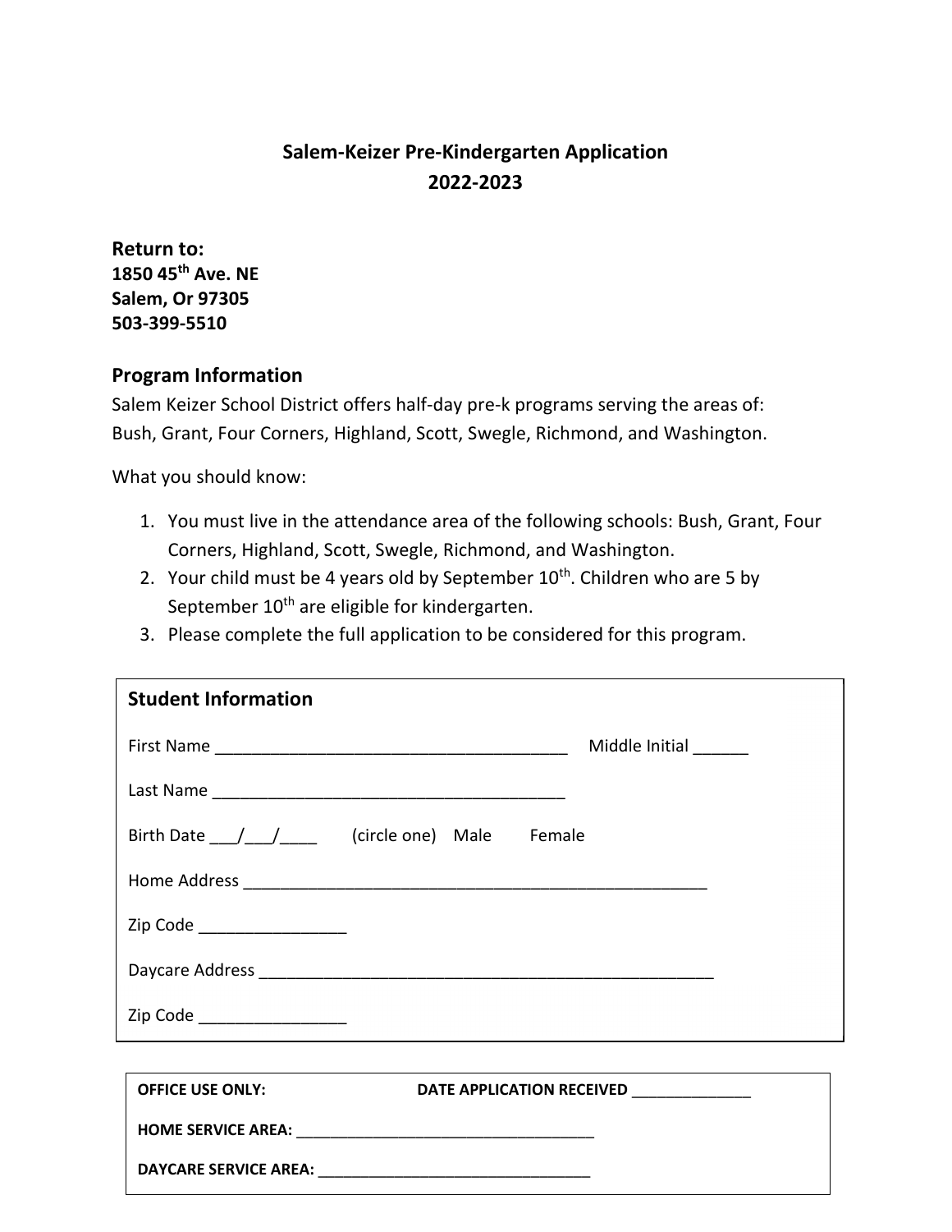# Salem-Keizer Pre-Kindergarten Application
# 2022-2023

**Return to:**
**1850 45th Ave. NE**
**Salem, Or 97305**
**503-399-5510**

## Program Information

Salem Keizer School District offers half-day pre-k programs serving the areas of: Bush, Grant, Four Corners, Highland, Scott, Swegle, Richmond, and Washington.

What you should know:

1. You must live in the attendance area of the following schools: Bush, Grant, Four Corners, Highland, Scott, Swegle, Richmond, and Washington.
2. Your child must be 4 years old by September 10th. Children who are 5 by September 10th are eligible for kindergarten.
3. Please complete the full application to be considered for this program.

### Student Information

First Name ______________________________________ Middle Initial ______

Last Name ______________________________________

Birth Date ___/___/____ (circle one) Male Female

Home Address ____________________________________________________

Zip Code ________________

Daycare Address __________________________________________________

Zip Code ________________

---

**OFFICE USE ONLY:** **DATE APPLICATION RECEIVED** ______________

**HOME SERVICE AREA:** ___________________________________

**DAYCARE SERVICE AREA:** ________________________________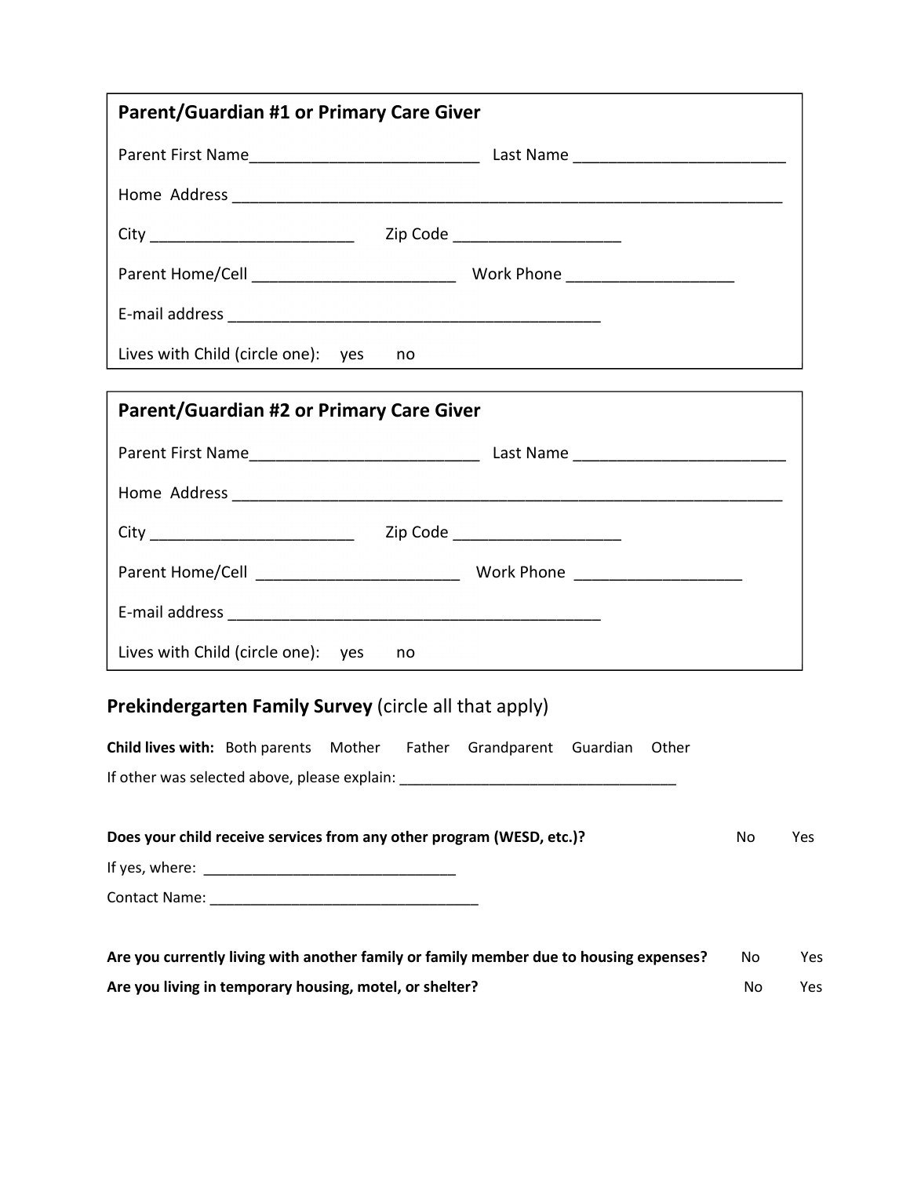## Parent/Guardian #1 or Primary Care Giver

Parent First Name__________________________ Last Name ________________________

Home Address ______________________________________________________________

City ______________________ Zip Code __________________

Parent Home/Cell ______________________ Work Phone __________________

E-mail address __________________________________________

Lives with Child (circle one): yes no

## Parent/Guardian #2 or Primary Care Giver

Parent First Name__________________________ Last Name ________________________

Home Address ______________________________________________________________

City ______________________ Zip Code __________________

Parent Home/Cell ______________________ Work Phone __________________

E-mail address __________________________________________

Lives with Child (circle one): yes no

## Prekindergarten Family Survey (circle all that apply)

**Child lives with:** Both parents Mother Father Grandparent Guardian Other

If other was selected above, please explain: _________________________________

**Does your child receive services from any other program (WESD, etc.)?** No Yes

If yes, where: _____________________________

Contact Name: ________________________________

**Are you currently living with another family or family member due to housing expenses?** No Yes

**Are you living in temporary housing, motel, or shelter?** No Yes